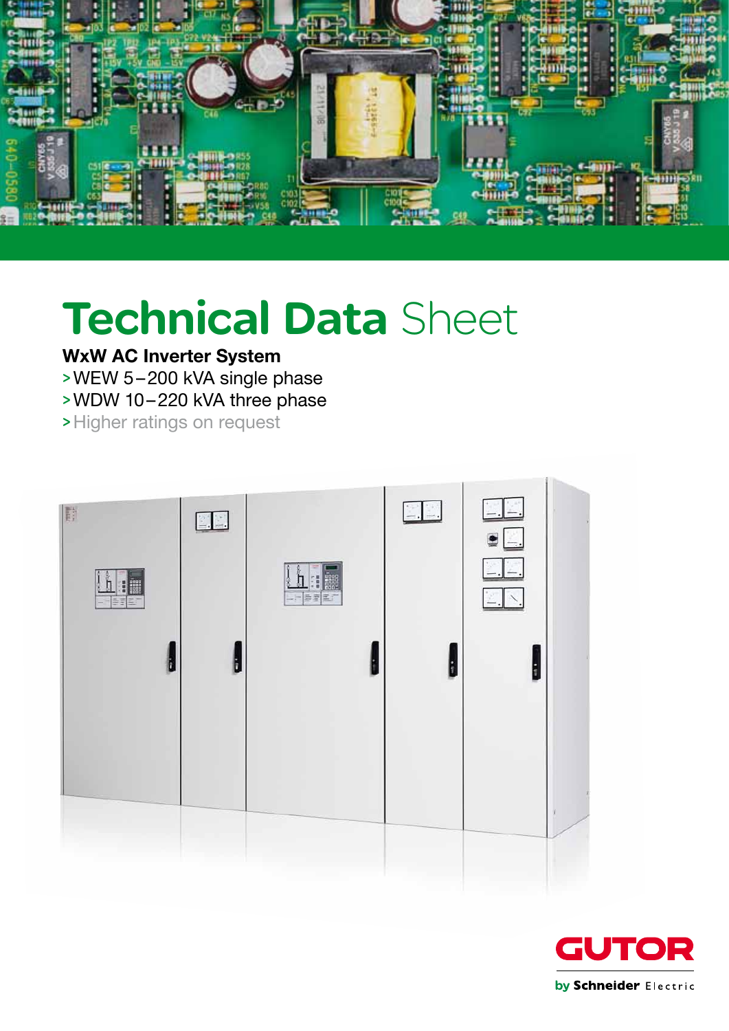# Technical Data Sheet

**WxW AC Inverter System**

> WEW 5 – 200 kVA single phase
> WDW 10 – 220 kVA three phase
> Higher ratings on request

GUTOR

by Schneider Electric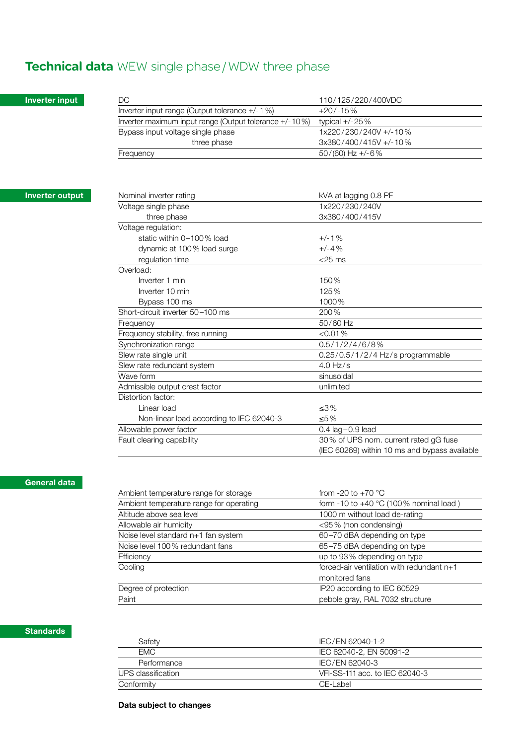# **Technical data** WEW single phase / WDW three phase

## Inverter input

| | |
|---|---|
| DC | 110/125/220/400VDC |
| Inverter input range (Output tolerance +/-1%) | +20/-15% |
| Inverter maximum input range (Output tolerance +/-10%) | typical +/-25% |
| Bypass input voltage single phase | 1x220/230/240V +/-10% |
| three phase | 3x380/400/415V +/-10% |
| Frequency | 50/(60) Hz +/-6% |

## Inverter output

| | |
|---|---|
| Nominal inverter rating | kVA at lagging 0.8 PF |
| Voltage single phase | 1x220/230/240V |
| three phase | 3x380/400/415V |
| Voltage regulation: | |
| static within 0–100% load | +/-1% |
| dynamic at 100% load surge | +/-4% |
| regulation time | <25 ms |
| Overload: | |
| Inverter 1 min | 150% |
| Inverter 10 min | 125% |
| Bypass 100 ms | 1000% |
| Short-circuit inverter 50–100 ms | 200% |
| Frequency | 50/60 Hz |
| Frequency stability, free running | <0.01% |
| Synchronization range | 0.5/1/2/4/6/8% |
| Slew rate single unit | 0.25/0.5/1/2/4 Hz/s programmable |
| Slew rate redundant system | 4.0 Hz/s |
| Wave form | sinusoidal |
| Admissible output crest factor | unlimited |
| Distortion factor: | |
| Linear load | ≤3% |
| Non-linear load according to IEC 62040-3 | ≤5% |
| Allowable power factor | 0.4 lag–0.9 lead |
| Fault clearing capability | 30% of UPS nom. current rated gG fuse (IEC 60269) within 10 ms and bypass available |

## General data

| | |
|---|---|
| Ambient temperature range for storage | from -20 to +70 °C |
| Ambient temperature range for operating | form -10 to +40 °C (100% nominal load ) |
| Altitude above sea level | 1000 m without load de-rating |
| Allowable air humidity | <95% (non condensing) |
| Noise level standard n+1 fan system | 60–70 dBA depending on type |
| Noise level 100% redundant fans | 65–75 dBA depending on type |
| Efficiency | up to 93% depending on type |
| Cooling | forced-air ventilation with redundant n+1 monitored fans |
| Degree of protection | IP20 according to IEC 60529 |
| Paint | pebble gray, RAL 7032 structure |

## Standards

| | |
|---|---|
| Safety | IEC/EN 62040-1-2 |
| EMC | IEC 62040-2, EN 50091-2 |
| Performance | IEC/EN 62040-3 |
| UPS classification | VFI-SS-111 acc. to IEC 62040-3 |
| Conformity | CE-Label |

**Data subject to changes**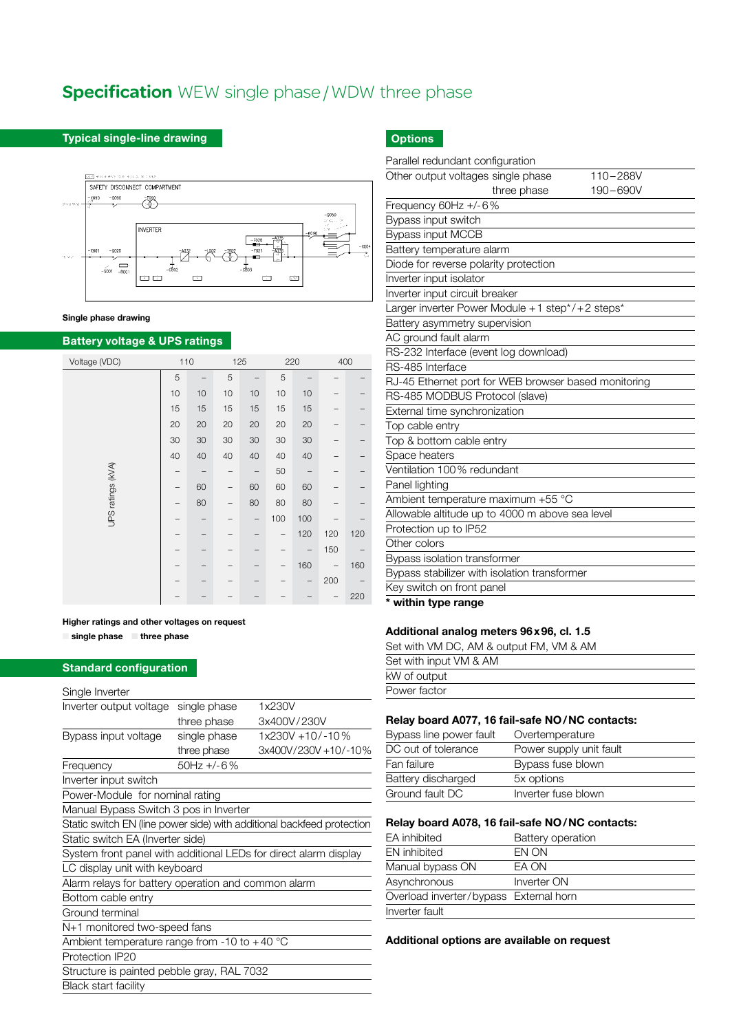# Specification WEW single phase / WDW three phase

## Typical single-line drawing

**Single phase drawing**

## Battery voltage & UPS ratings

| Voltage (VDC) | 110 | | 125 | | 220 | | 400 | |
|---|---|---|---|---|---|---|---|---|
| UPS ratings (kVA) | 5 | – | 5 | – | 5 | – | – | – |
| | 10 | 10 | 10 | 10 | 10 | 10 | – | – |
| | 15 | 15 | 15 | 15 | 15 | 15 | – | – |
| | 20 | 20 | 20 | 20 | 20 | 20 | – | – |
| | 30 | 30 | 30 | 30 | 30 | 30 | – | – |
| | 40 | 40 | 40 | 40 | 40 | 40 | – | – |
| | – | – | – | – | 50 | – | – | – |
| | – | 60 | – | 60 | 60 | 60 | – | – |
| | – | 80 | – | 80 | 80 | 80 | – | – |
| | – | – | – | – | 100 | 100 | – | – |
| | – | – | – | – | – | 120 | 120 | 120 |
| | – | – | – | – | – | – | 150 | – |
| | – | – | – | – | – | 160 | – | 160 |
| | – | – | – | – | – | – | 200 | – |
| | – | – | – | – | – | – | – | 220 |

**Higher ratings and other voltages on request**

**single phase** **three phase**

## Standard configuration

| Single Inverter | | |
|---|---|---|
| Inverter output voltage | single phase | 1x230V |
| | three phase | 3x400V/230V |
| Bypass input voltage | single phase | 1x230V +10/-10% |
| | three phase | 3x400V/230V +10/-10% |
| Frequency | 50Hz +/-6% | |
| Inverter input switch | | |
| Power-Module for nominal rating | | |
| Manual Bypass Switch 3 pos in Inverter | | |
| Static switch EN (line power side) with additional backfeed protection | | |
| Static switch EA (Inverter side) | | |
| System front panel with additional LEDs for direct alarm display | | |
| LC display unit with keyboard | | |
| Alarm relays for battery operation and common alarm | | |
| Bottom cable entry | | |
| Ground terminal | | |
| N+1 monitored two-speed fans | | |
| Ambient temperature range from -10 to +40 °C | | |
| Protection IP20 | | |
| Structure is painted pebble gray, RAL 7032 | | |
| Black start facility | | |

## Options

| Parallel redundant configuration | | |
|---|---|---|
| Other output voltages single phase | | 110–288V |
| | three phase | 190–690V |
| Frequency 60Hz +/-6% | | |
| Bypass input switch | | |
| Bypass input MCCB | | |
| Battery temperature alarm | | |
| Diode for reverse polarity protection | | |
| Inverter input isolator | | |
| Inverter input circuit breaker | | |
| Larger inverter Power Module +1 step*/+2 steps* | | |
| Battery asymmetry supervision | | |
| AC ground fault alarm | | |
| RS-232 Interface (event log download) | | |
| RS-485 Interface | | |
| RJ-45 Ethernet port for WEB browser based monitoring | | |
| RS-485 MODBUS Protocol (slave) | | |
| External time synchronization | | |
| Top cable entry | | |
| Top & bottom cable entry | | |
| Space heaters | | |
| Ventilation 100% redundant | | |
| Panel lighting | | |
| Ambient temperature maximum +55 °C | | |
| Allowable altitude up to 4000 m above sea level | | |
| Protection up to IP52 | | |
| Other colors | | |
| Bypass isolation transformer | | |
| Bypass stabilizer with isolation transformer | | |
| Key switch on front panel | | |

**\* within type range**

### Additional analog meters 96x96, cl. 1.5

| Set with VM DC, AM & output FM, VM & AM |
|---|
| Set with input VM & AM |
| kW of output |
| Power factor |

### Relay board A077, 16 fail-safe NO/NC contacts:

| | |
|---|---|
| Bypass line power fault | Overtemperature |
| DC out of tolerance | Power supply unit fault |
| Fan failure | Bypass fuse blown |
| Battery discharged | 5x options |
| Ground fault DC | Inverter fuse blown |

### Relay board A078, 16 fail-safe NO/NC contacts:

| | |
|---|---|
| EA inhibited | Battery operation |
| EN inhibited | EN ON |
| Manual bypass ON | EA ON |
| Asynchronous | Inverter ON |
| Overload inverter/bypass | External horn |
| Inverter fault | |

**Additional options are available on request**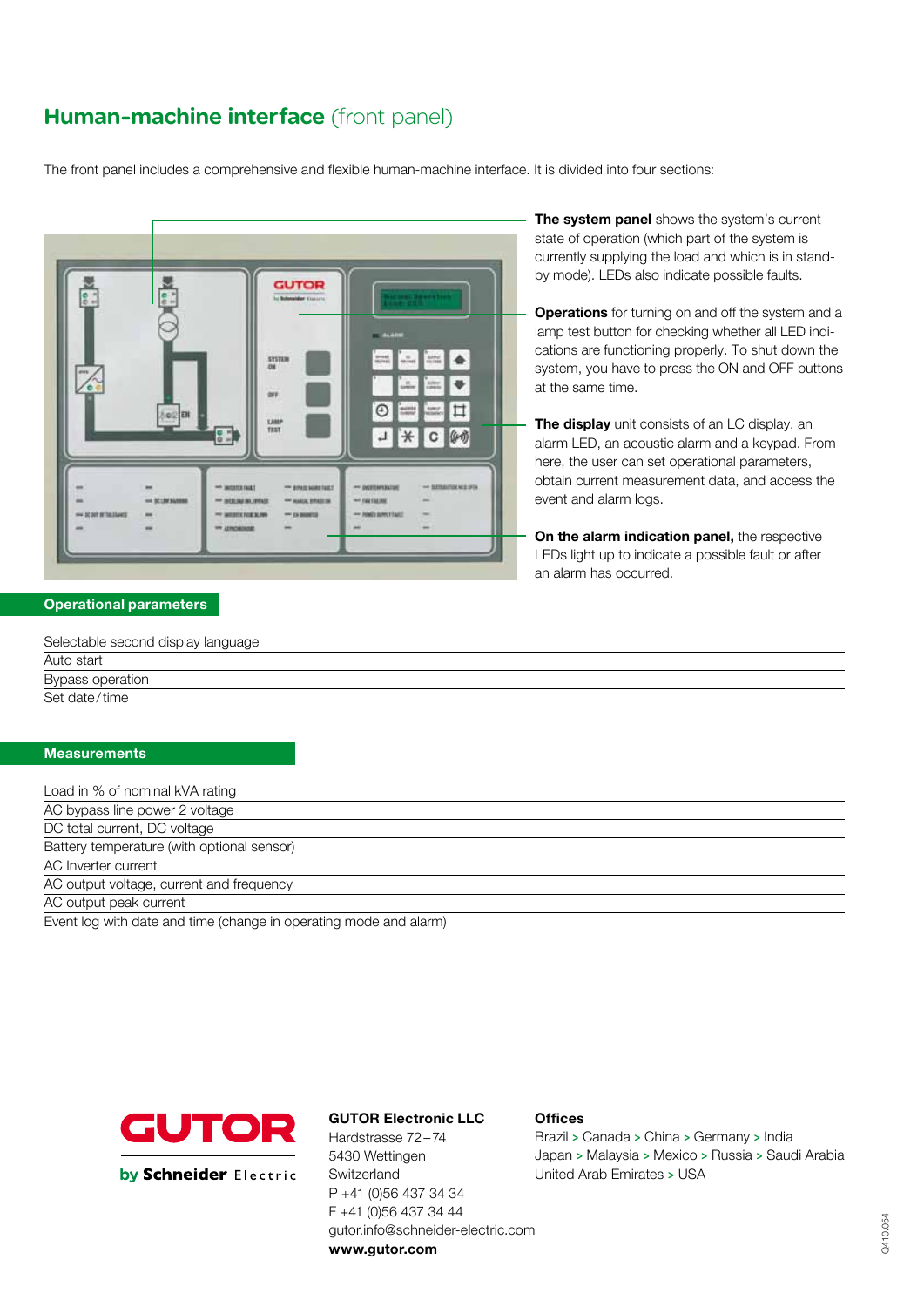## Human-machine interface (front panel)

The front panel includes a comprehensive and flexible human-machine interface. It is divided into four sections:

**The system panel** shows the system's current state of operation (which part of the system is currently supplying the load and which is in stand-by mode). LEDs also indicate possible faults.

**Operations** for turning on and off the system and a lamp test button for checking whether all LED indications are functioning properly. To shut down the system, you have to press the ON and OFF buttons at the same time.

**The display** unit consists of an LC display, an alarm LED, an acoustic alarm and a keypad. From here, the user can set operational parameters, obtain current measurement data, and access the event and alarm logs.

**On the alarm indication panel,** the respective LEDs light up to indicate a possible fault or after an alarm has occurred.

### Operational parameters

| |
|---|
| Selectable second display language |
| Auto start |
| Bypass operation |
| Set date/time |

### Measurements

| |
|---|
| Load in % of nominal kVA rating |
| AC bypass line power 2 voltage |
| DC total current, DC voltage |
| Battery temperature (with optional sensor) |
| AC Inverter current |
| AC output voltage, current and frequency |
| AC output peak current |
| Event log with date and time (change in operating mode and alarm) |

GUTOR by Schneider Electric

**GUTOR Electronic LLC**
Hardstrasse 72–74
5430 Wettingen
Switzerland
P +41 (0)56 437 34 34
F +41 (0)56 437 34 44
gutor.info@schneider-electric.com
**www.gutor.com**

**Offices**
Brazil > Canada > China > Germany > India
Japan > Malaysia > Mexico > Russia > Saudi Arabia
United Arab Emirates > USA

Q410.054